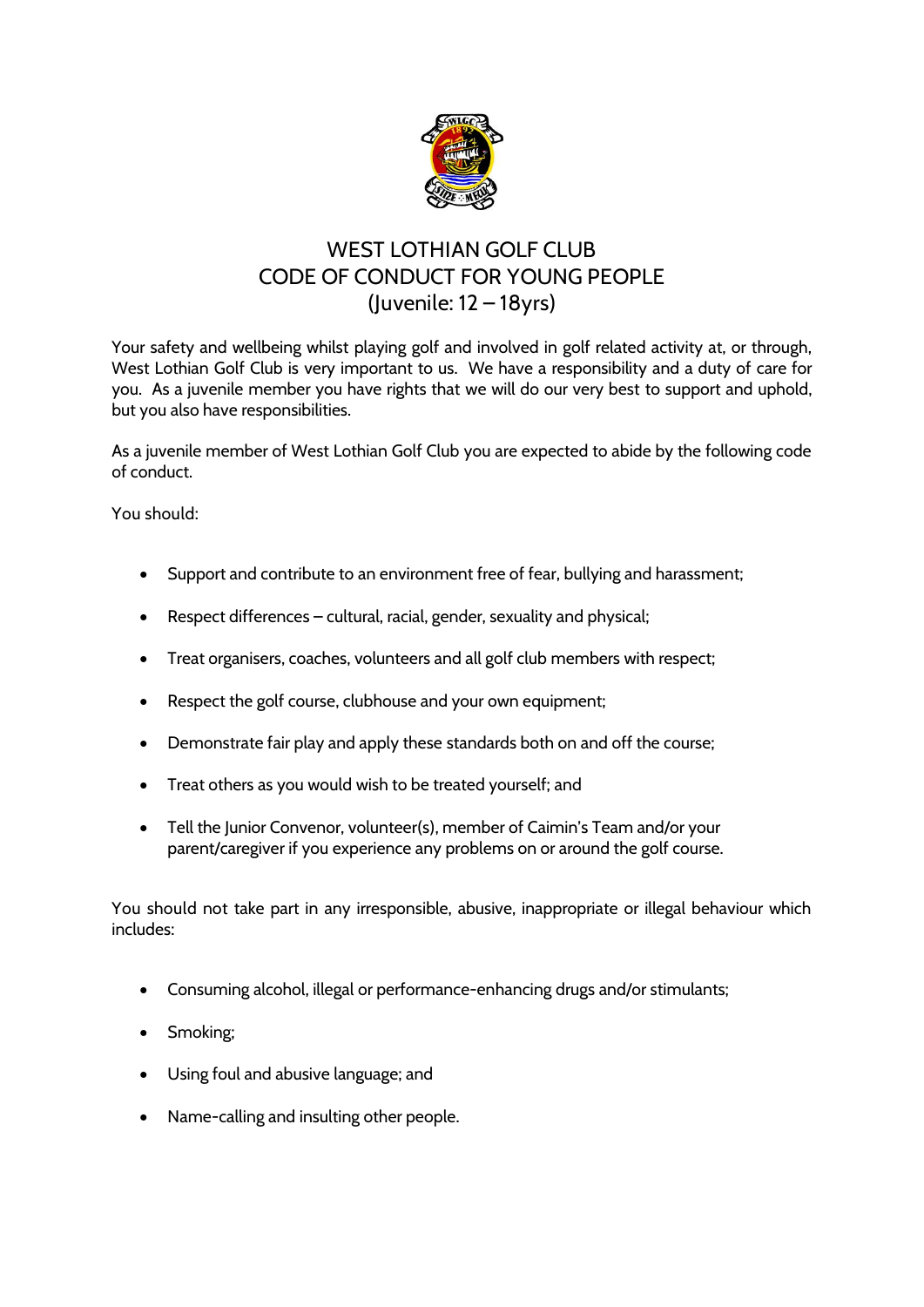# WEST LOTHIAN GOLF CLUB
## CODE OF CONDUCT FOR YOUNG PEOPLE
## (Juvenile: 12 – 18yrs)

Your safety and wellbeing whilst playing golf and involved in golf related activity at, or through, West Lothian Golf Club is very important to us. We have a responsibility and a duty of care for you. As a juvenile member you have rights that we will do our very best to support and uphold, but you also have responsibilities.

As a juvenile member of West Lothian Golf Club you are expected to abide by the following code of conduct.

You should:

- Support and contribute to an environment free of fear, bullying and harassment;
- Respect differences – cultural, racial, gender, sexuality and physical;
- Treat organisers, coaches, volunteers and all golf club members with respect;
- Respect the golf course, clubhouse and your own equipment;
- Demonstrate fair play and apply these standards both on and off the course;
- Treat others as you would wish to be treated yourself; and
- Tell the Junior Convenor, volunteer(s), member of Caimin's Team and/or your parent/caregiver if you experience any problems on or around the golf course.

You should not take part in any irresponsible, abusive, inappropriate or illegal behaviour which includes:

- Consuming alcohol, illegal or performance-enhancing drugs and/or stimulants;
- Smoking;
- Using foul and abusive language; and
- Name-calling and insulting other people.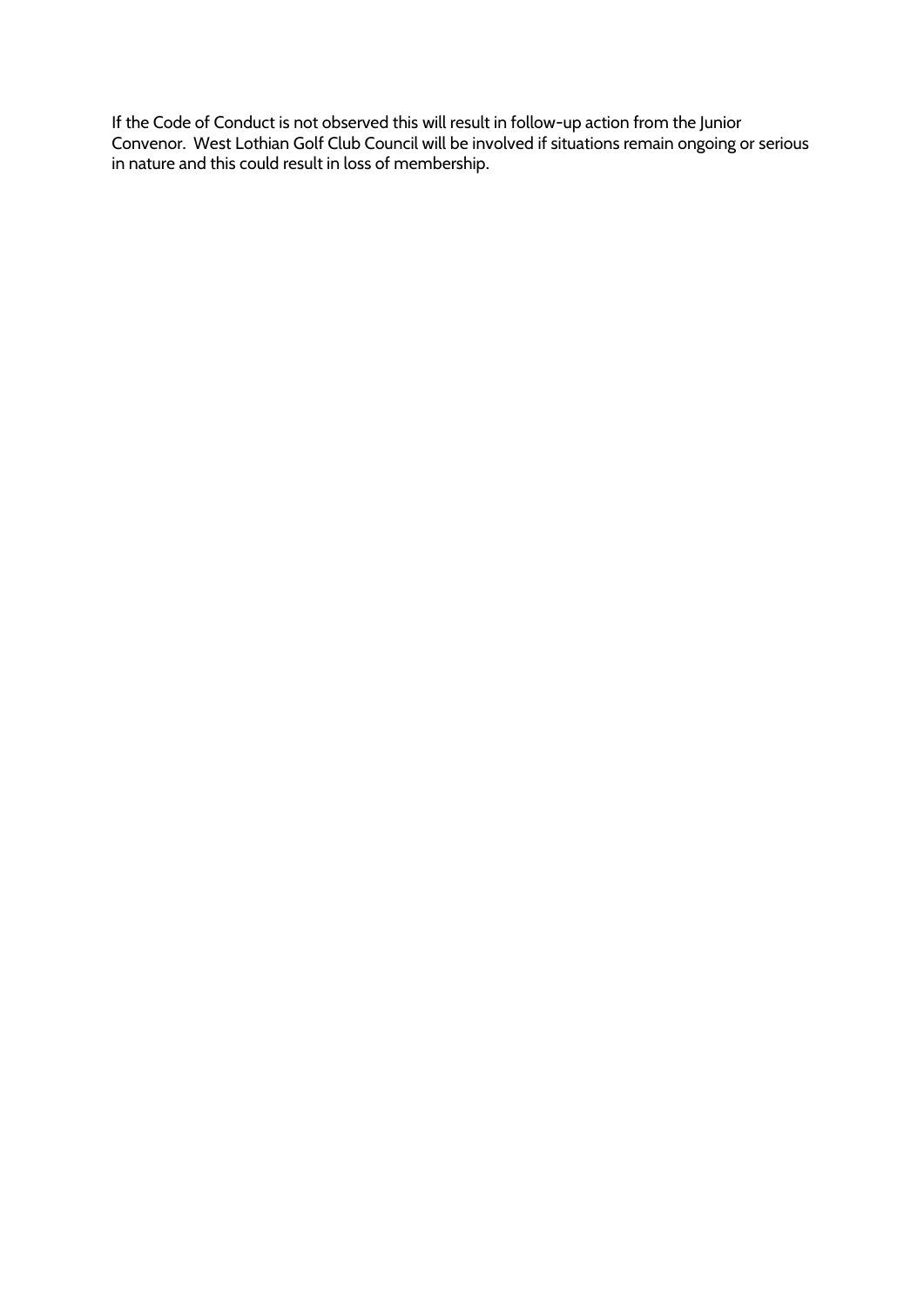If the Code of Conduct is not observed this will result in follow-up action from the Junior Convenor. West Lothian Golf Club Council will be involved if situations remain ongoing or serious in nature and this could result in loss of membership.